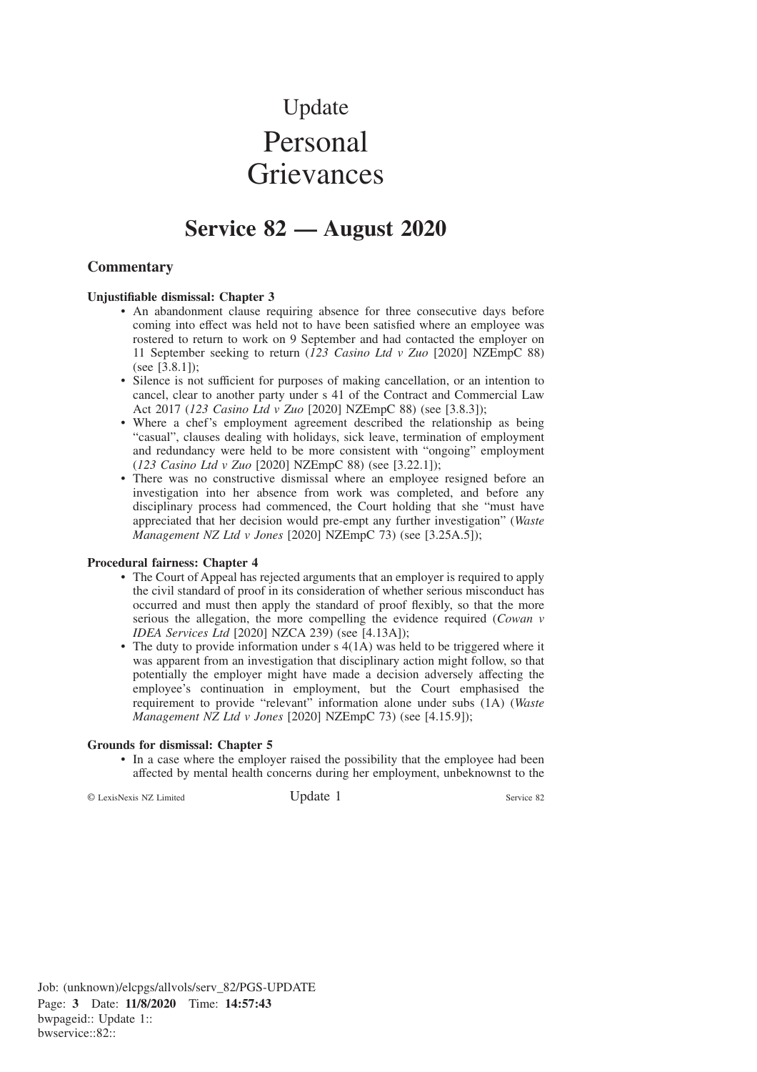# Update

# Personal Grievances

## Service 82 — August 2020

### Commentary

**Unjustifiable dismissal: Chapter 3**

- An abandonment clause requiring absence for three consecutive days before coming into effect was held not to have been satisfied where an employee was rostered to return to work on 9 September and had contacted the employer on 11 September seeking to return (*123 Casino Ltd v Zuo* [2020] NZEmpC 88) (see [3.8.1]);
- Silence is not sufficient for purposes of making cancellation, or an intention to cancel, clear to another party under s 41 of the Contract and Commercial Law Act 2017 (*123 Casino Ltd v Zuo* [2020] NZEmpC 88) (see [3.8.3]);
- Where a chef's employment agreement described the relationship as being "casual", clauses dealing with holidays, sick leave, termination of employment and redundancy were held to be more consistent with "ongoing" employment (*123 Casino Ltd v Zuo* [2020] NZEmpC 88) (see [3.22.1]);
- There was no constructive dismissal where an employee resigned before an investigation into her absence from work was completed, and before any disciplinary process had commenced, the Court holding that she "must have appreciated that her decision would pre-empt any further investigation" (*Waste Management NZ Ltd v Jones* [2020] NZEmpC 73) (see [3.25A.5]);

**Procedural fairness: Chapter 4**

- The Court of Appeal has rejected arguments that an employer is required to apply the civil standard of proof in its consideration of whether serious misconduct has occurred and must then apply the standard of proof flexibly, so that the more serious the allegation, the more compelling the evidence required (*Cowan v IDEA Services Ltd* [2020] NZCA 239) (see [4.13A]);
- The duty to provide information under s 4(1A) was held to be triggered where it was apparent from an investigation that disciplinary action might follow, so that potentially the employer might have made a decision adversely affecting the employee's continuation in employment, but the Court emphasised the requirement to provide "relevant" information alone under subs (1A) (*Waste Management NZ Ltd v Jones* [2020] NZEmpC 73) (see [4.15.9]);

**Grounds for dismissal: Chapter 5**

- In a case where the employer raised the possibility that the employee had been affected by mental health concerns during her employment, unbeknownst to the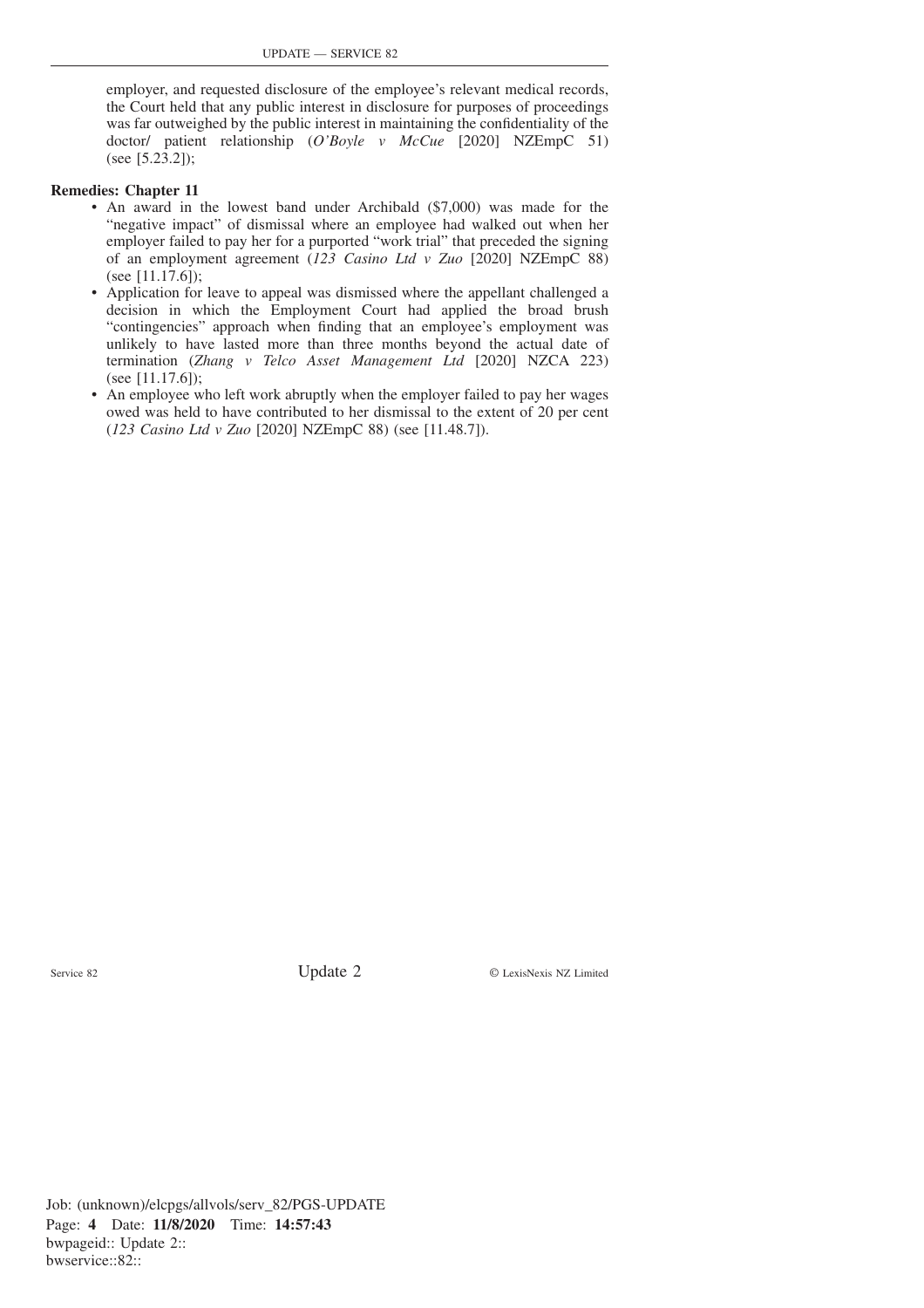employer, and requested disclosure of the employee's relevant medical records, the Court held that any public interest in disclosure for purposes of proceedings was far outweighed by the public interest in maintaining the confidentiality of the doctor/ patient relationship (*O'Boyle v McCue* [2020] NZEmpC 51) (see [5.23.2]);

**Remedies: Chapter 11**

- An award in the lowest band under Archibald ($7,000) was made for the "negative impact" of dismissal where an employee had walked out when her employer failed to pay her for a purported "work trial" that preceded the signing of an employment agreement (*123 Casino Ltd v Zuo* [2020] NZEmpC 88) (see [11.17.6]);
- Application for leave to appeal was dismissed where the appellant challenged a decision in which the Employment Court had applied the broad brush "contingencies" approach when finding that an employee's employment was unlikely to have lasted more than three months beyond the actual date of termination (*Zhang v Telco Asset Management Ltd* [2020] NZCA 223) (see [11.17.6]);
- An employee who left work abruptly when the employer failed to pay her wages owed was held to have contributed to her dismissal to the extent of 20 per cent (*123 Casino Ltd v Zuo* [2020] NZEmpC 88) (see [11.48.7]).